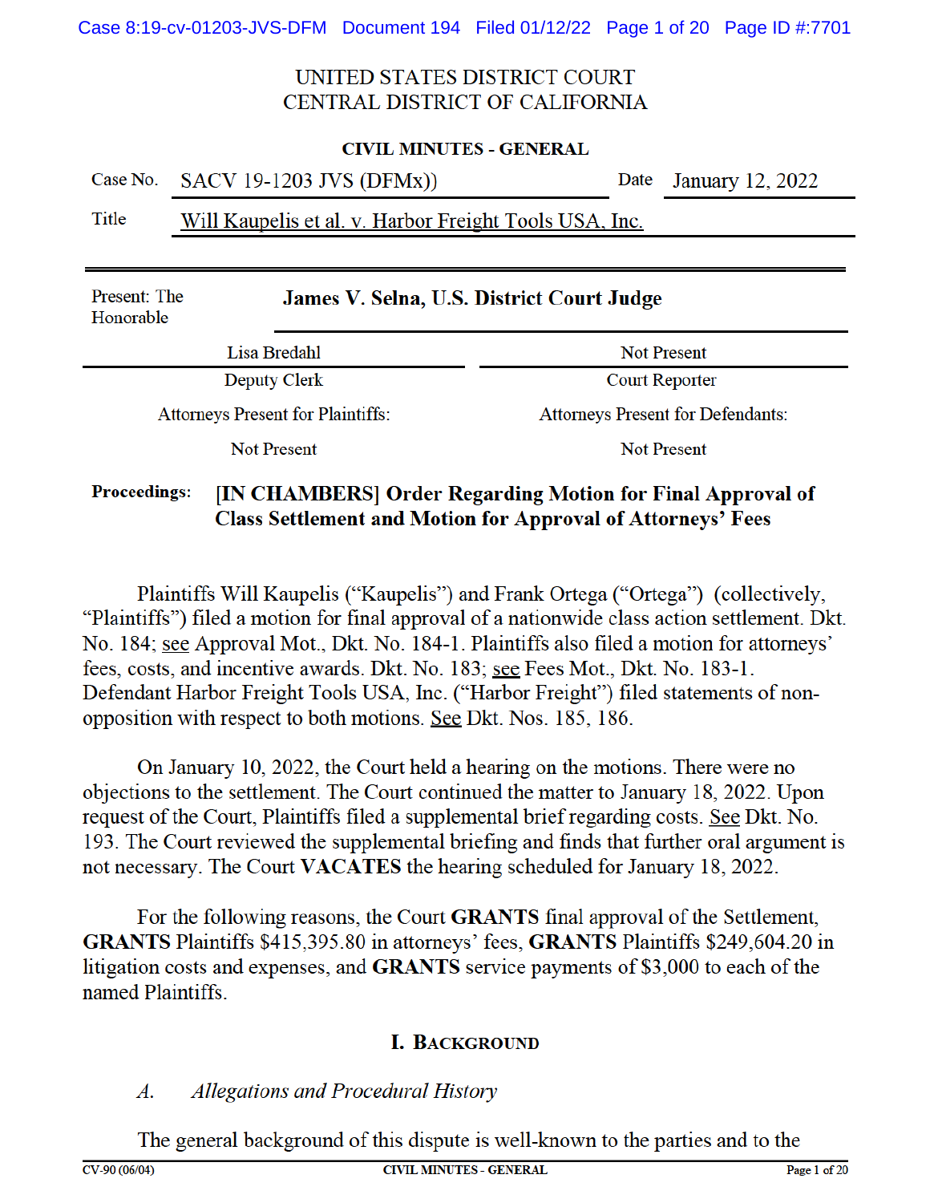UNITED STATES DISTRICT COURT
CENTRAL DISTRICT OF CALIFORNIA

**CIVIL MINUTES - GENERAL**

| | | | |
|---|---|---|---|
| Case No. | SACV 19-1203 JVS (DFMx)) | Date | January 12, 2022 |
| Title | Will Kaupelis et al. v. Harbor Freight Tools USA, Inc. | | |

Present: The Honorable **James V. Selna, U.S. District Court Judge**

| | |
|---|---|
| Lisa Bredahl | Not Present |
| Deputy Clerk | Court Reporter |
| Attorneys Present for Plaintiffs: | Attorneys Present for Defendants: |
| Not Present | Not Present |

**Proceedings: [IN CHAMBERS] Order Regarding Motion for Final Approval of Class Settlement and Motion for Approval of Attorneys' Fees**

Plaintiffs Will Kaupelis ("Kaupelis") and Frank Ortega ("Ortega") (collectively, "Plaintiffs") filed a motion for final approval of a nationwide class action settlement. Dkt. No. 184; see Approval Mot., Dkt. No. 184-1. Plaintiffs also filed a motion for attorneys' fees, costs, and incentive awards. Dkt. No. 183; see Fees Mot., Dkt. No. 183-1. Defendant Harbor Freight Tools USA, Inc. ("Harbor Freight") filed statements of non-opposition with respect to both motions. See Dkt. Nos. 185, 186.

On January 10, 2022, the Court held a hearing on the motions. There were no objections to the settlement. The Court continued the matter to January 18, 2022. Upon request of the Court, Plaintiffs filed a supplemental brief regarding costs. See Dkt. No. 193. The Court reviewed the supplemental briefing and finds that further oral argument is not necessary. The Court **VACATES** the hearing scheduled for January 18, 2022.

For the following reasons, the Court **GRANTS** final approval of the Settlement, **GRANTS** Plaintiffs $415,395.80 in attorneys' fees, **GRANTS** Plaintiffs $249,604.20 in litigation costs and expenses, and **GRANTS** service payments of $3,000 to each of the named Plaintiffs.

## I. BACKGROUND

### *A. Allegations and Procedural History*

The general background of this dispute is well-known to the parties and to the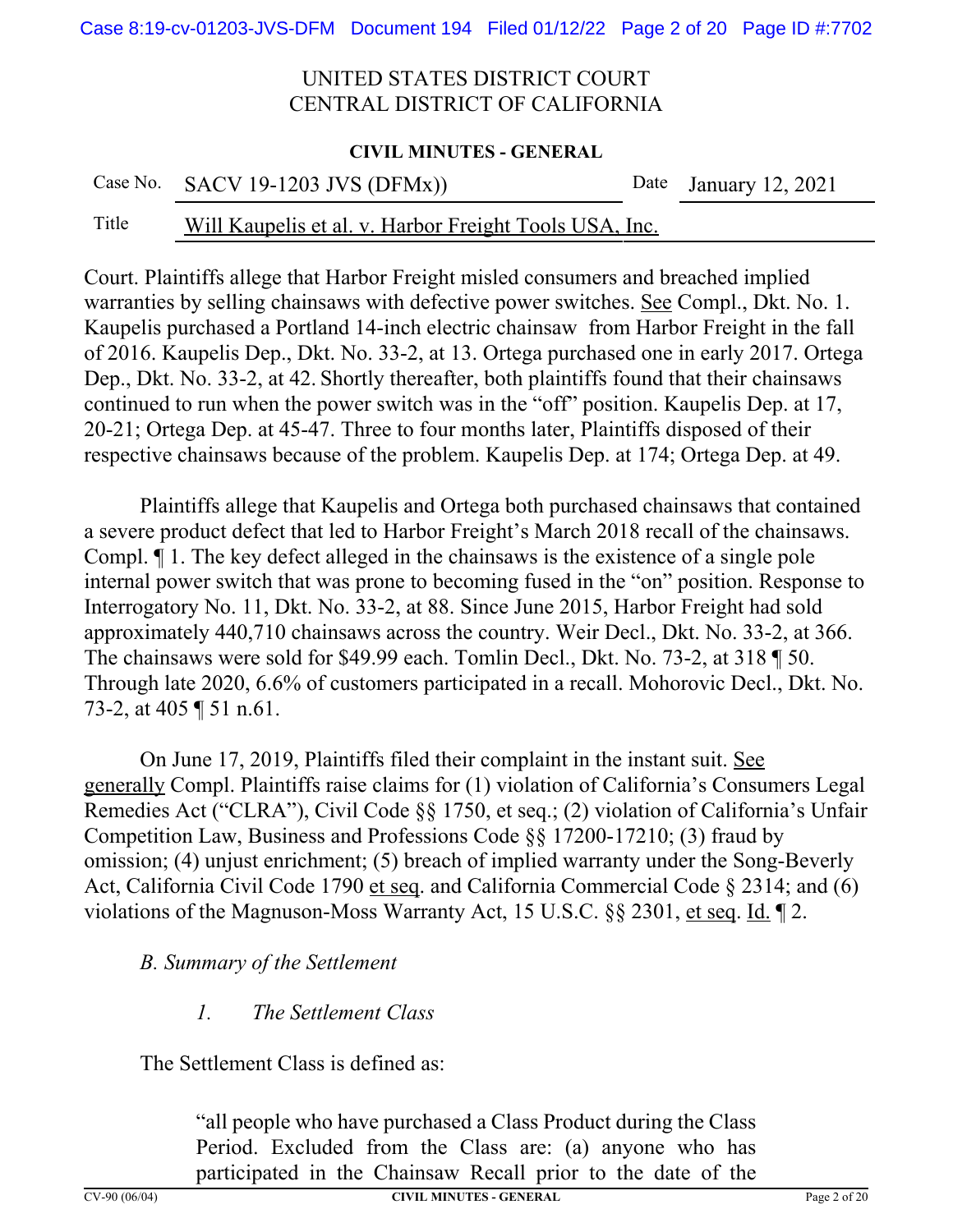Court. Plaintiffs allege that Harbor Freight misled consumers and breached implied warranties by selling chainsaws with defective power switches. See Compl., Dkt. No. 1. Kaupelis purchased a Portland 14-inch electric chainsaw from Harbor Freight in the fall of 2016. Kaupelis Dep., Dkt. No. 33-2, at 13. Ortega purchased one in early 2017. Ortega Dep., Dkt. No. 33-2, at 42. Shortly thereafter, both plaintiffs found that their chainsaws continued to run when the power switch was in the "off" position. Kaupelis Dep. at 17, 20-21; Ortega Dep. at 45-47. Three to four months later, Plaintiffs disposed of their respective chainsaws because of the problem. Kaupelis Dep. at 174; Ortega Dep. at 49.

Plaintiffs allege that Kaupelis and Ortega both purchased chainsaws that contained a severe product defect that led to Harbor Freight's March 2018 recall of the chainsaws. Compl. ¶ 1. The key defect alleged in the chainsaws is the existence of a single pole internal power switch that was prone to becoming fused in the "on" position. Response to Interrogatory No. 11, Dkt. No. 33-2, at 88. Since June 2015, Harbor Freight had sold approximately 440,710 chainsaws across the country. Weir Decl., Dkt. No. 33-2, at 366. The chainsaws were sold for $49.99 each. Tomlin Decl., Dkt. No. 73-2, at 318 ¶ 50. Through late 2020, 6.6% of customers participated in a recall. Mohorovic Decl., Dkt. No. 73-2, at 405 ¶ 51 n.61.

On June 17, 2019, Plaintiffs filed their complaint in the instant suit. See generally Compl. Plaintiffs raise claims for (1) violation of California's Consumers Legal Remedies Act ("CLRA"), Civil Code §§ 1750, et seq.; (2) violation of California's Unfair Competition Law, Business and Professions Code §§ 17200-17210; (3) fraud by omission; (4) unjust enrichment; (5) breach of implied warranty under the Song-Beverly Act, California Civil Code 1790 et seq. and California Commercial Code § 2314; and (6) violations of the Magnuson-Moss Warranty Act, 15 U.S.C. §§ 2301, et seq. Id. ¶ 2.

### *B. Summary of the Settlement*

#### *1. The Settlement Class*

The Settlement Class is defined as:

> "all people who have purchased a Class Product during the Class Period. Excluded from the Class are: (a) anyone who has participated in the Chainsaw Recall prior to the date of the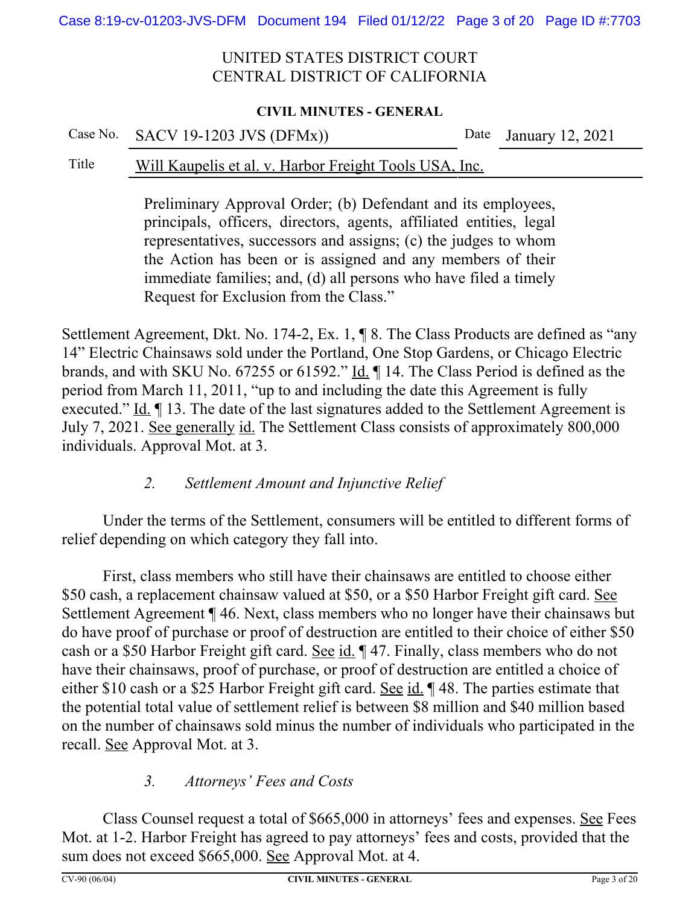UNITED STATES DISTRICT COURT
CENTRAL DISTRICT OF CALIFORNIA

**CIVIL MINUTES - GENERAL**

| Case No. | SACV 19-1203 JVS (DFMx)) | Date | January 12, 2021 |
|---|---|---|---|
| Title | Will Kaupelis et al. v. Harbor Freight Tools USA, Inc. | | |

> Preliminary Approval Order; (b) Defendant and its employees, principals, officers, directors, agents, affiliated entities, legal representatives, successors and assigns; (c) the judges to whom the Action has been or is assigned and any members of their immediate families; and, (d) all persons who have filed a timely Request for Exclusion from the Class."

Settlement Agreement, Dkt. No. 174-2, Ex. 1, ¶ 8. The Class Products are defined as "any 14" Electric Chainsaws sold under the Portland, One Stop Gardens, or Chicago Electric brands, and with SKU No. 67255 or 61592." Id. ¶ 14. The Class Period is defined as the period from March 11, 2011, "up to and including the date this Agreement is fully executed." Id. ¶ 13. The date of the last signatures added to the Settlement Agreement is July 7, 2021. See generally id. The Settlement Class consists of approximately 800,000 individuals. Approval Mot. at 3.

### *2. Settlement Amount and Injunctive Relief*

Under the terms of the Settlement, consumers will be entitled to different forms of relief depending on which category they fall into.

First, class members who still have their chainsaws are entitled to choose either \$50 cash, a replacement chainsaw valued at \$50, or a \$50 Harbor Freight gift card. See Settlement Agreement ¶ 46. Next, class members who no longer have their chainsaws but do have proof of purchase or proof of destruction are entitled to their choice of either \$50 cash or a \$50 Harbor Freight gift card. See id. ¶ 47. Finally, class members who do not have their chainsaws, proof of purchase, or proof of destruction are entitled a choice of either \$10 cash or a \$25 Harbor Freight gift card. See id. ¶ 48. The parties estimate that the potential total value of settlement relief is between \$8 million and \$40 million based on the number of chainsaws sold minus the number of individuals who participated in the recall. See Approval Mot. at 3.

### *3. Attorneys' Fees and Costs*

Class Counsel request a total of \$665,000 in attorneys' fees and expenses. See Fees Mot. at 1-2. Harbor Freight has agreed to pay attorneys' fees and costs, provided that the sum does not exceed \$665,000. See Approval Mot. at 4.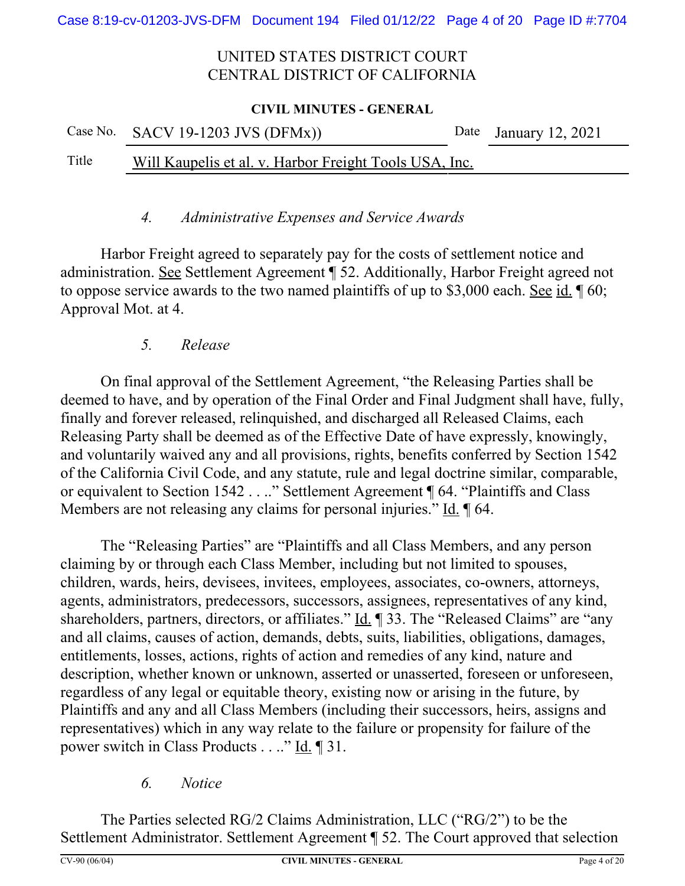*4. Administrative Expenses and Service Awards*

Harbor Freight agreed to separately pay for the costs of settlement notice and administration. See Settlement Agreement ¶ 52. Additionally, Harbor Freight agreed not to oppose service awards to the two named plaintiffs of up to $3,000 each. See id. ¶ 60; Approval Mot. at 4.

*5. Release*

On final approval of the Settlement Agreement, "the Releasing Parties shall be deemed to have, and by operation of the Final Order and Final Judgment shall have, fully, finally and forever released, relinquished, and discharged all Released Claims, each Releasing Party shall be deemed as of the Effective Date of have expressly, knowingly, and voluntarily waived any and all provisions, rights, benefits conferred by Section 1542 of the California Civil Code, and any statute, rule and legal doctrine similar, comparable, or equivalent to Section 1542 . . .." Settlement Agreement ¶ 64. "Plaintiffs and Class Members are not releasing any claims for personal injuries." Id. ¶ 64.

The "Releasing Parties" are "Plaintiffs and all Class Members, and any person claiming by or through each Class Member, including but not limited to spouses, children, wards, heirs, devisees, invitees, employees, associates, co-owners, attorneys, agents, administrators, predecessors, successors, assignees, representatives of any kind, shareholders, partners, directors, or affiliates." Id. ¶ 33. The "Released Claims" are "any and all claims, causes of action, demands, debts, suits, liabilities, obligations, damages, entitlements, losses, actions, rights of action and remedies of any kind, nature and description, whether known or unknown, asserted or unasserted, foreseen or unforeseen, regardless of any legal or equitable theory, existing now or arising in the future, by Plaintiffs and any and all Class Members (including their successors, heirs, assigns and representatives) which in any way relate to the failure or propensity for failure of the power switch in Class Products . . .." Id. ¶ 31.

*6. Notice*

The Parties selected RG/2 Claims Administration, LLC ("RG/2") to be the Settlement Administrator. Settlement Agreement ¶ 52. The Court approved that selection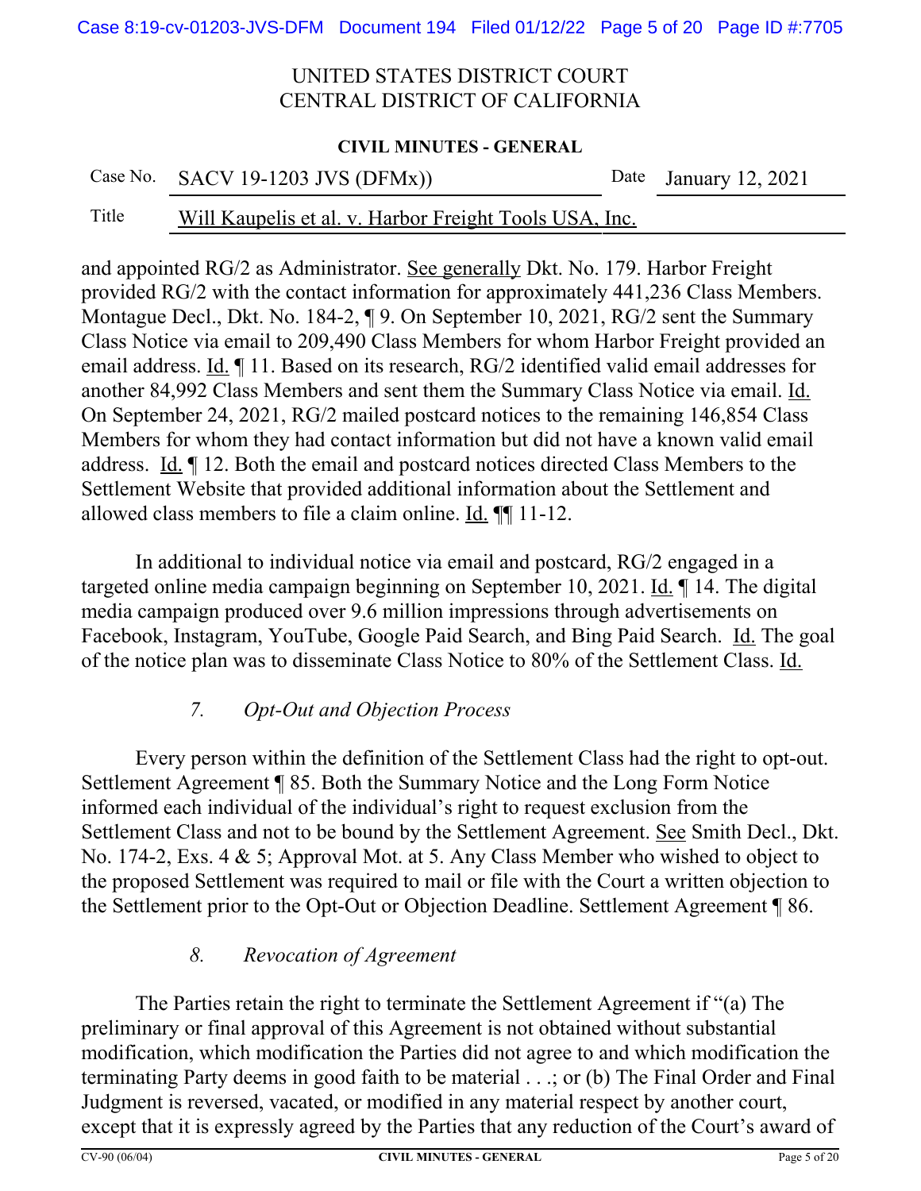and appointed RG/2 as Administrator. See generally Dkt. No. 179. Harbor Freight provided RG/2 with the contact information for approximately 441,236 Class Members. Montague Decl., Dkt. No. 184-2, ¶ 9. On September 10, 2021, RG/2 sent the Summary Class Notice via email to 209,490 Class Members for whom Harbor Freight provided an email address. Id. ¶ 11. Based on its research, RG/2 identified valid email addresses for another 84,992 Class Members and sent them the Summary Class Notice via email. Id. On September 24, 2021, RG/2 mailed postcard notices to the remaining 146,854 Class Members for whom they had contact information but did not have a known valid email address. Id. ¶ 12. Both the email and postcard notices directed Class Members to the Settlement Website that provided additional information about the Settlement and allowed class members to file a claim online. Id. ¶¶ 11-12.

In additional to individual notice via email and postcard, RG/2 engaged in a targeted online media campaign beginning on September 10, 2021. Id. ¶ 14. The digital media campaign produced over 9.6 million impressions through advertisements on Facebook, Instagram, YouTube, Google Paid Search, and Bing Paid Search. Id. The goal of the notice plan was to disseminate Class Notice to 80% of the Settlement Class. Id.

*7. Opt-Out and Objection Process*

Every person within the definition of the Settlement Class had the right to opt-out. Settlement Agreement ¶ 85. Both the Summary Notice and the Long Form Notice informed each individual of the individual's right to request exclusion from the Settlement Class and not to be bound by the Settlement Agreement. See Smith Decl., Dkt. No. 174-2, Exs. 4 & 5; Approval Mot. at 5. Any Class Member who wished to object to the proposed Settlement was required to mail or file with the Court a written objection to the Settlement prior to the Opt-Out or Objection Deadline. Settlement Agreement ¶ 86.

*8. Revocation of Agreement*

The Parties retain the right to terminate the Settlement Agreement if "(a) The preliminary or final approval of this Agreement is not obtained without substantial modification, which modification the Parties did not agree to and which modification the terminating Party deems in good faith to be material . . .; or (b) The Final Order and Final Judgment is reversed, vacated, or modified in any material respect by another court, except that it is expressly agreed by the Parties that any reduction of the Court's award of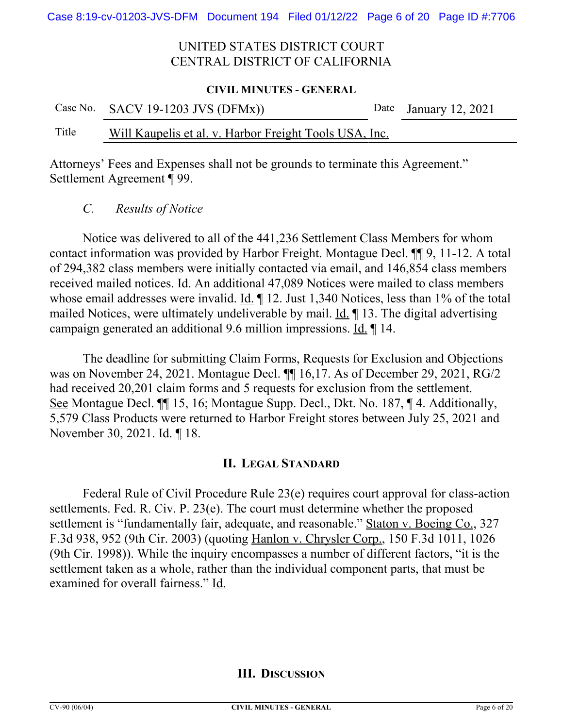Attorneys' Fees and Expenses shall not be grounds to terminate this Agreement." Settlement Agreement ¶ 99.

### *C. Results of Notice*

Notice was delivered to all of the 441,236 Settlement Class Members for whom contact information was provided by Harbor Freight. Montague Decl. ¶¶ 9, 11-12. A total of 294,382 class members were initially contacted via email, and 146,854 class members received mailed notices. Id. An additional 47,089 Notices were mailed to class members whose email addresses were invalid. Id. ¶ 12. Just 1,340 Notices, less than 1% of the total mailed Notices, were ultimately undeliverable by mail. Id. ¶ 13. The digital advertising campaign generated an additional 9.6 million impressions. Id. ¶ 14.

The deadline for submitting Claim Forms, Requests for Exclusion and Objections was on November 24, 2021. Montague Decl. ¶¶ 16,17. As of December 29, 2021, RG/2 had received 20,201 claim forms and 5 requests for exclusion from the settlement. See Montague Decl. ¶¶ 15, 16; Montague Supp. Decl., Dkt. No. 187, ¶ 4. Additionally, 5,579 Class Products were returned to Harbor Freight stores between July 25, 2021 and November 30, 2021. Id. ¶ 18.

## II. Legal Standard

Federal Rule of Civil Procedure Rule 23(e) requires court approval for class-action settlements. Fed. R. Civ. P. 23(e). The court must determine whether the proposed settlement is "fundamentally fair, adequate, and reasonable." Staton v. Boeing Co., 327 F.3d 938, 952 (9th Cir. 2003) (quoting Hanlon v. Chrysler Corp., 150 F.3d 1011, 1026 (9th Cir. 1998)). While the inquiry encompasses a number of different factors, "it is the settlement taken as a whole, rather than the individual component parts, that must be examined for overall fairness." Id.

## III. Discussion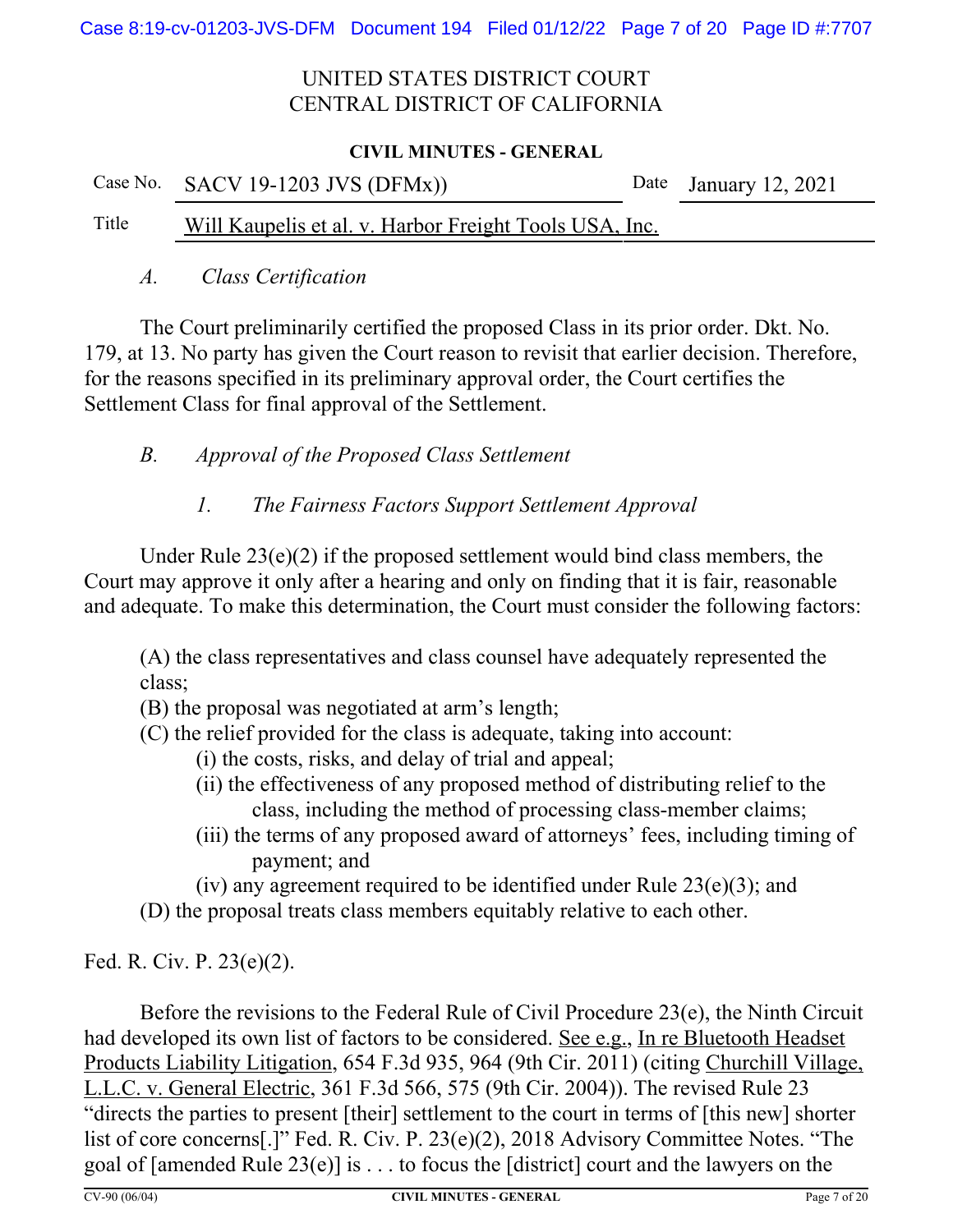UNITED STATES DISTRICT COURT
CENTRAL DISTRICT OF CALIFORNIA

**CIVIL MINUTES - GENERAL**

| Case No. | SACV 19-1203 JVS (DFMx)) | Date | January 12, 2021 |
|---|---|---|---|
| Title | Will Kaupelis et al. v. Harbor Freight Tools USA, Inc. | | |

*A. Class Certification*

The Court preliminarily certified the proposed Class in its prior order. Dkt. No. 179, at 13. No party has given the Court reason to revisit that earlier decision. Therefore, for the reasons specified in its preliminary approval order, the Court certifies the Settlement Class for final approval of the Settlement.

*B. Approval of the Proposed Class Settlement*

*1. The Fairness Factors Support Settlement Approval*

Under Rule 23(e)(2) if the proposed settlement would bind class members, the Court may approve it only after a hearing and only on finding that it is fair, reasonable and adequate. To make this determination, the Court must consider the following factors:

> (A) the class representatives and class counsel have adequately represented the class;
> (B) the proposal was negotiated at arm's length;
> (C) the relief provided for the class is adequate, taking into account:
> (i) the costs, risks, and delay of trial and appeal;
> (ii) the effectiveness of any proposed method of distributing relief to the class, including the method of processing class-member claims;
> (iii) the terms of any proposed award of attorneys' fees, including timing of payment; and
> (iv) any agreement required to be identified under Rule 23(e)(3); and
> (D) the proposal treats class members equitably relative to each other.

Fed. R. Civ. P. 23(e)(2).

Before the revisions to the Federal Rule of Civil Procedure 23(e), the Ninth Circuit had developed its own list of factors to be considered. See e.g., In re Bluetooth Headset Products Liability Litigation, 654 F.3d 935, 964 (9th Cir. 2011) (citing Churchill Village, L.L.C. v. General Electric, 361 F.3d 566, 575 (9th Cir. 2004)). The revised Rule 23 "directs the parties to present [their] settlement to the court in terms of [this new] shorter list of core concerns[.]" Fed. R. Civ. P. 23(e)(2), 2018 Advisory Committee Notes. "The goal of [amended Rule 23(e)] is . . . to focus the [district] court and the lawyers on the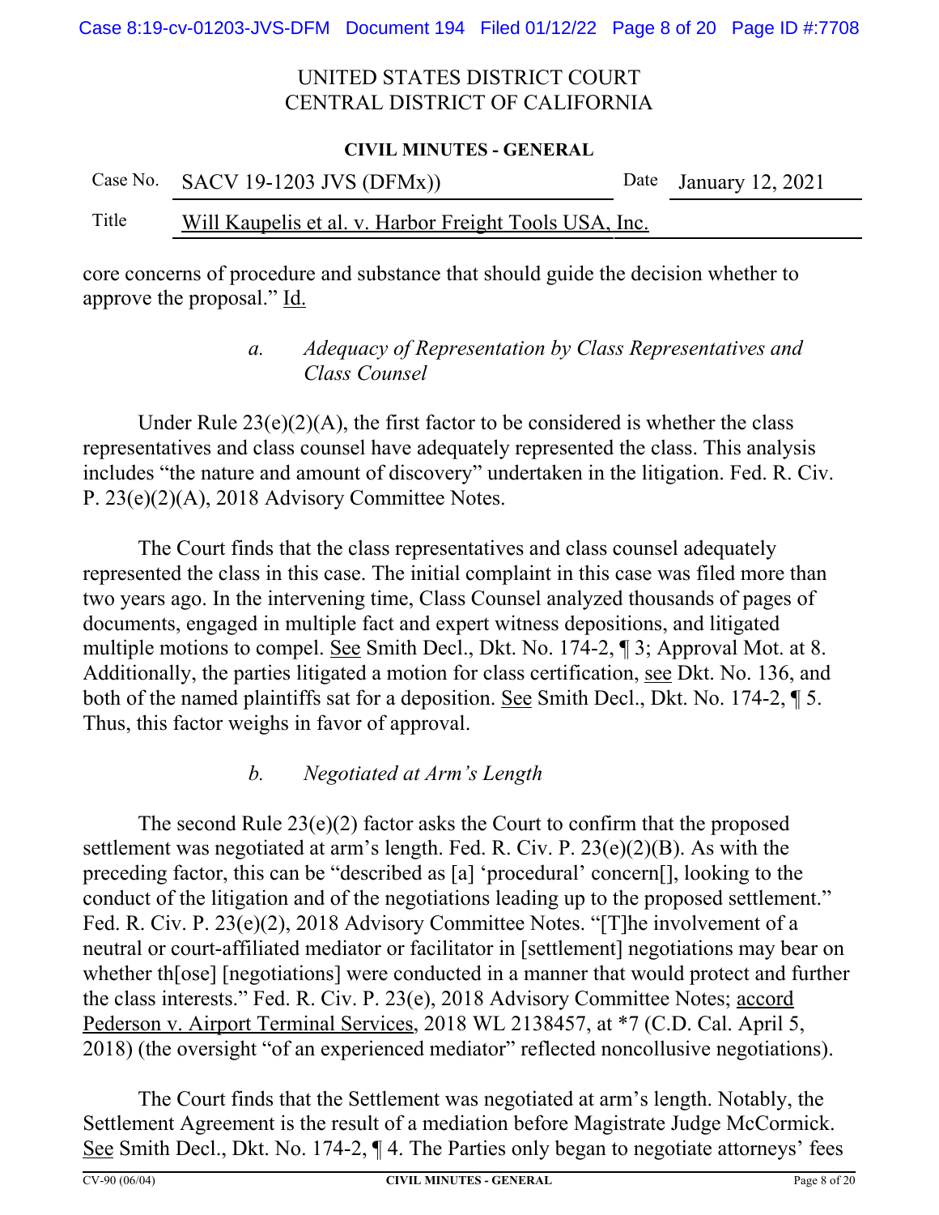core concerns of procedure and substance that should guide the decision whether to approve the proposal." Id.

### *a. Adequacy of Representation by Class Representatives and Class Counsel*

Under Rule 23(e)(2)(A), the first factor to be considered is whether the class representatives and class counsel have adequately represented the class. This analysis includes "the nature and amount of discovery" undertaken in the litigation. Fed. R. Civ. P. 23(e)(2)(A), 2018 Advisory Committee Notes.

The Court finds that the class representatives and class counsel adequately represented the class in this case. The initial complaint in this case was filed more than two years ago. In the intervening time, Class Counsel analyzed thousands of pages of documents, engaged in multiple fact and expert witness depositions, and litigated multiple motions to compel. See Smith Decl., Dkt. No. 174-2, ¶ 3; Approval Mot. at 8. Additionally, the parties litigated a motion for class certification, see Dkt. No. 136, and both of the named plaintiffs sat for a deposition. See Smith Decl., Dkt. No. 174-2, ¶ 5. Thus, this factor weighs in favor of approval.

### *b. Negotiated at Arm's Length*

The second Rule 23(e)(2) factor asks the Court to confirm that the proposed settlement was negotiated at arm's length. Fed. R. Civ. P. 23(e)(2)(B). As with the preceding factor, this can be "described as [a] 'procedural' concern[], looking to the conduct of the litigation and of the negotiations leading up to the proposed settlement." Fed. R. Civ. P. 23(e)(2), 2018 Advisory Committee Notes. "[T]he involvement of a neutral or court-affiliated mediator or facilitator in [settlement] negotiations may bear on whether th[ose] [negotiations] were conducted in a manner that would protect and further the class interests." Fed. R. Civ. P. 23(e), 2018 Advisory Committee Notes; accord Pederson v. Airport Terminal Services, 2018 WL 2138457, at *7 (C.D. Cal. April 5, 2018) (the oversight "of an experienced mediator" reflected noncollusive negotiations).

The Court finds that the Settlement was negotiated at arm's length. Notably, the Settlement Agreement is the result of a mediation before Magistrate Judge McCormick. See Smith Decl., Dkt. No. 174-2, ¶ 4. The Parties only began to negotiate attorneys' fees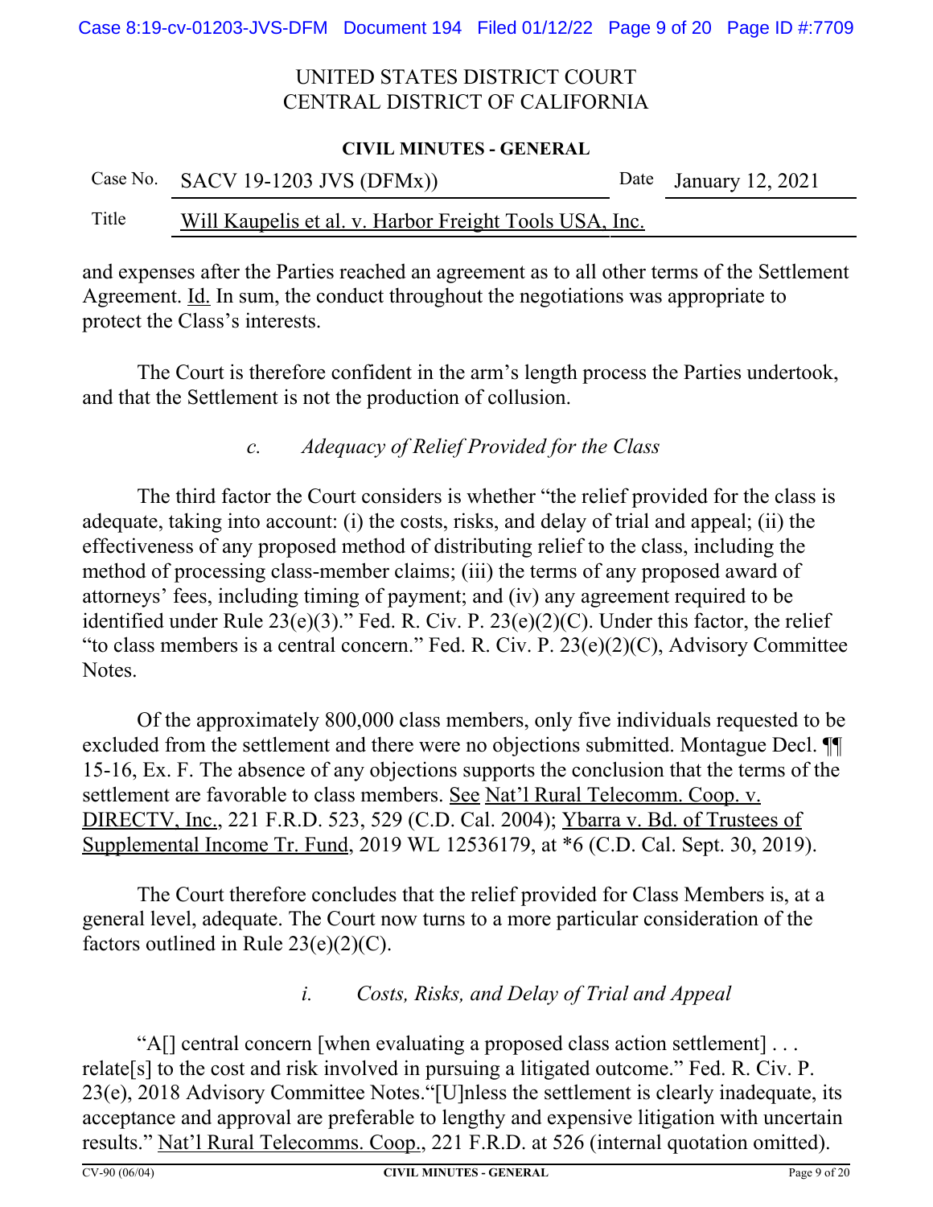and expenses after the Parties reached an agreement as to all other terms of the Settlement Agreement. Id. In sum, the conduct throughout the negotiations was appropriate to protect the Class's interests.

The Court is therefore confident in the arm's length process the Parties undertook, and that the Settlement is not the production of collusion.

### *c. Adequacy of Relief Provided for the Class*

The third factor the Court considers is whether "the relief provided for the class is adequate, taking into account: (i) the costs, risks, and delay of trial and appeal; (ii) the effectiveness of any proposed method of distributing relief to the class, including the method of processing class-member claims; (iii) the terms of any proposed award of attorneys' fees, including timing of payment; and (iv) any agreement required to be identified under Rule 23(e)(3)." Fed. R. Civ. P. 23(e)(2)(C). Under this factor, the relief "to class members is a central concern." Fed. R. Civ. P. 23(e)(2)(C), Advisory Committee Notes.

Of the approximately 800,000 class members, only five individuals requested to be excluded from the settlement and there were no objections submitted. Montague Decl. ¶¶ 15-16, Ex. F. The absence of any objections supports the conclusion that the terms of the settlement are favorable to class members. See Nat'l Rural Telecomm. Coop. v. DIRECTV, Inc., 221 F.R.D. 523, 529 (C.D. Cal. 2004); Ybarra v. Bd. of Trustees of Supplemental Income Tr. Fund, 2019 WL 12536179, at *6 (C.D. Cal. Sept. 30, 2019).

The Court therefore concludes that the relief provided for Class Members is, at a general level, adequate. The Court now turns to a more particular consideration of the factors outlined in Rule 23(e)(2)(C).

#### *i. Costs, Risks, and Delay of Trial and Appeal*

"A[] central concern [when evaluating a proposed class action settlement] . . . relate[s] to the cost and risk involved in pursuing a litigated outcome." Fed. R. Civ. P. 23(e), 2018 Advisory Committee Notes."[U]nless the settlement is clearly inadequate, its acceptance and approval are preferable to lengthy and expensive litigation with uncertain results." Nat'l Rural Telecomms. Coop., 221 F.R.D. at 526 (internal quotation omitted).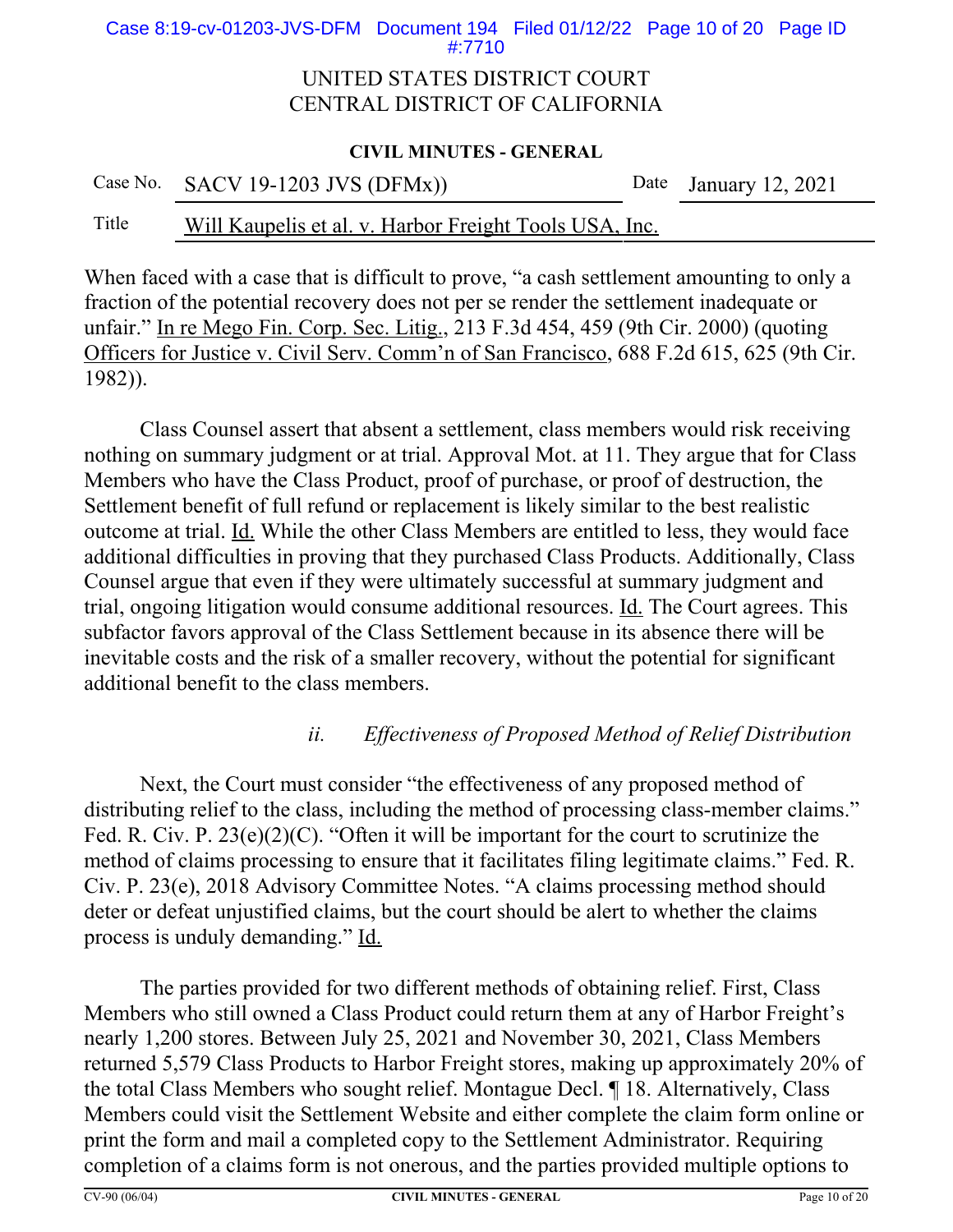When faced with a case that is difficult to prove, "a cash settlement amounting to only a fraction of the potential recovery does not per se render the settlement inadequate or unfair." In re Mego Fin. Corp. Sec. Litig., 213 F.3d 454, 459 (9th Cir. 2000) (quoting Officers for Justice v. Civil Serv. Comm'n of San Francisco, 688 F.2d 615, 625 (9th Cir. 1982)).

Class Counsel assert that absent a settlement, class members would risk receiving nothing on summary judgment or at trial. Approval Mot. at 11. They argue that for Class Members who have the Class Product, proof of purchase, or proof of destruction, the Settlement benefit of full refund or replacement is likely similar to the best realistic outcome at trial. Id. While the other Class Members are entitled to less, they would face additional difficulties in proving that they purchased Class Products. Additionally, Class Counsel argue that even if they were ultimately successful at summary judgment and trial, ongoing litigation would consume additional resources. Id. The Court agrees. This subfactor favors approval of the Class Settlement because in its absence there will be inevitable costs and the risk of a smaller recovery, without the potential for significant additional benefit to the class members.

*ii. Effectiveness of Proposed Method of Relief Distribution*

Next, the Court must consider "the effectiveness of any proposed method of distributing relief to the class, including the method of processing class-member claims." Fed. R. Civ. P. 23(e)(2)(C). "Often it will be important for the court to scrutinize the method of claims processing to ensure that it facilitates filing legitimate claims." Fed. R. Civ. P. 23(e), 2018 Advisory Committee Notes. "A claims processing method should deter or defeat unjustified claims, but the court should be alert to whether the claims process is unduly demanding." Id.

The parties provided for two different methods of obtaining relief. First, Class Members who still owned a Class Product could return them at any of Harbor Freight's nearly 1,200 stores. Between July 25, 2021 and November 30, 2021, Class Members returned 5,579 Class Products to Harbor Freight stores, making up approximately 20% of the total Class Members who sought relief. Montague Decl. ¶ 18. Alternatively, Class Members could visit the Settlement Website and either complete the claim form online or print the form and mail a completed copy to the Settlement Administrator. Requiring completion of a claims form is not onerous, and the parties provided multiple options to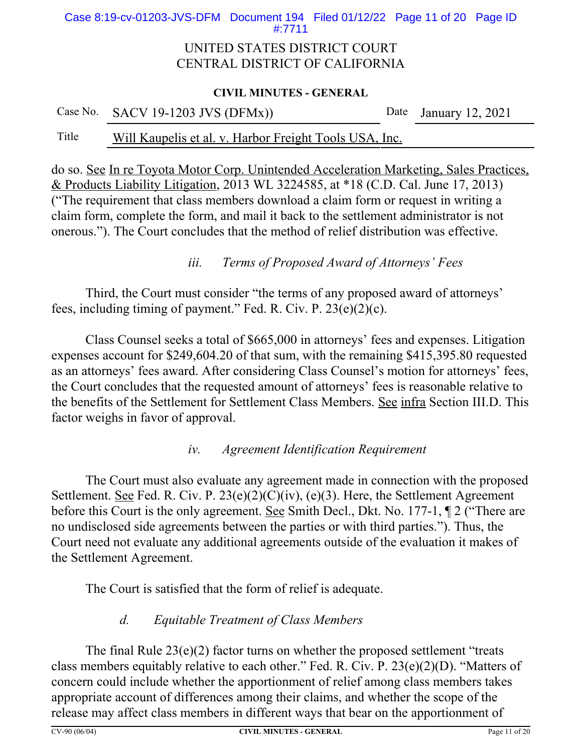do so. See In re Toyota Motor Corp. Unintended Acceleration Marketing, Sales Practices, & Products Liability Litigation, 2013 WL 3224585, at *18 (C.D. Cal. June 17, 2013) ("The requirement that class members download a claim form or request in writing a claim form, complete the form, and mail it back to the settlement administrator is not onerous."). The Court concludes that the method of relief distribution was effective.

*iii. Terms of Proposed Award of Attorneys' Fees*

Third, the Court must consider "the terms of any proposed award of attorneys' fees, including timing of payment." Fed. R. Civ. P. 23(e)(2)(c).

Class Counsel seeks a total of $665,000 in attorneys' fees and expenses. Litigation expenses account for $249,604.20 of that sum, with the remaining $415,395.80 requested as an attorneys' fees award. After considering Class Counsel's motion for attorneys' fees, the Court concludes that the requested amount of attorneys' fees is reasonable relative to the benefits of the Settlement for Settlement Class Members. See infra Section III.D. This factor weighs in favor of approval.

*iv. Agreement Identification Requirement*

The Court must also evaluate any agreement made in connection with the proposed Settlement. See Fed. R. Civ. P. 23(e)(2)(C)(iv), (e)(3). Here, the Settlement Agreement before this Court is the only agreement. See Smith Decl., Dkt. No. 177-1, ¶ 2 ("There are no undisclosed side agreements between the parties or with third parties."). Thus, the Court need not evaluate any additional agreements outside of the evaluation it makes of the Settlement Agreement.

The Court is satisfied that the form of relief is adequate.

*d. Equitable Treatment of Class Members*

The final Rule 23(e)(2) factor turns on whether the proposed settlement "treats class members equitably relative to each other." Fed. R. Civ. P. 23(e)(2)(D). "Matters of concern could include whether the apportionment of relief among class members takes appropriate account of differences among their claims, and whether the scope of the release may affect class members in different ways that bear on the apportionment of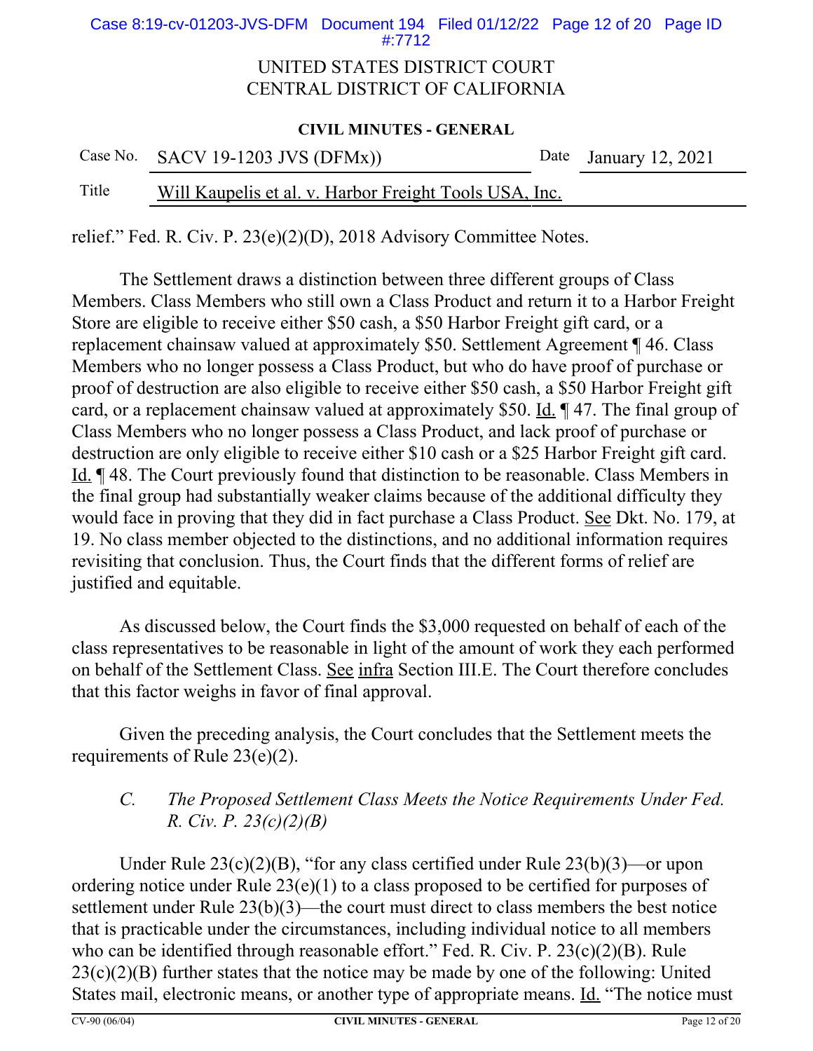relief." Fed. R. Civ. P. 23(e)(2)(D), 2018 Advisory Committee Notes.

The Settlement draws a distinction between three different groups of Class Members. Class Members who still own a Class Product and return it to a Harbor Freight Store are eligible to receive either $50 cash, a $50 Harbor Freight gift card, or a replacement chainsaw valued at approximately $50. Settlement Agreement ¶ 46. Class Members who no longer possess a Class Product, but who do have proof of purchase or proof of destruction are also eligible to receive either $50 cash, a $50 Harbor Freight gift card, or a replacement chainsaw valued at approximately $50. Id. ¶ 47. The final group of Class Members who no longer possess a Class Product, and lack proof of purchase or destruction are only eligible to receive either $10 cash or a $25 Harbor Freight gift card. Id. ¶ 48. The Court previously found that distinction to be reasonable. Class Members in the final group had substantially weaker claims because of the additional difficulty they would face in proving that they did in fact purchase a Class Product. See Dkt. No. 179, at 19. No class member objected to the distinctions, and no additional information requires revisiting that conclusion. Thus, the Court finds that the different forms of relief are justified and equitable.

As discussed below, the Court finds the $3,000 requested on behalf of each of the class representatives to be reasonable in light of the amount of work they each performed on behalf of the Settlement Class. See infra Section III.E. The Court therefore concludes that this factor weighs in favor of final approval.

Given the preceding analysis, the Court concludes that the Settlement meets the requirements of Rule 23(e)(2).

### *C. The Proposed Settlement Class Meets the Notice Requirements Under Fed. R. Civ. P. 23(c)(2)(B)*

Under Rule 23(c)(2)(B), "for any class certified under Rule 23(b)(3)—or upon ordering notice under Rule 23(e)(1) to a class proposed to be certified for purposes of settlement under Rule 23(b)(3)—the court must direct to class members the best notice that is practicable under the circumstances, including individual notice to all members who can be identified through reasonable effort." Fed. R. Civ. P. 23(c)(2)(B). Rule 23(c)(2)(B) further states that the notice may be made by one of the following: United States mail, electronic means, or another type of appropriate means. Id. "The notice must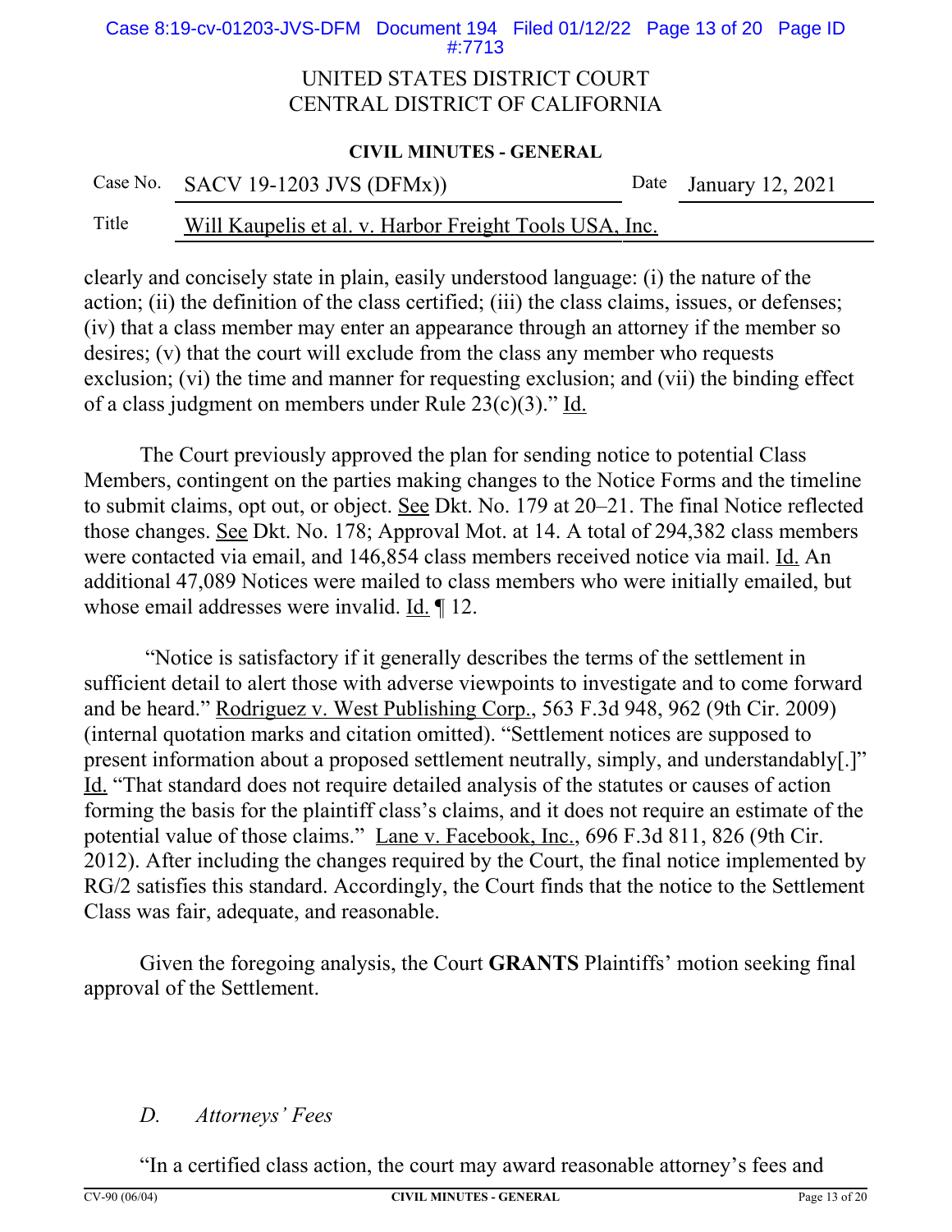clearly and concisely state in plain, easily understood language: (i) the nature of the action; (ii) the definition of the class certified; (iii) the class claims, issues, or defenses; (iv) that a class member may enter an appearance through an attorney if the member so desires; (v) that the court will exclude from the class any member who requests exclusion; (vi) the time and manner for requesting exclusion; and (vii) the binding effect of a class judgment on members under Rule 23(c)(3)." Id.

The Court previously approved the plan for sending notice to potential Class Members, contingent on the parties making changes to the Notice Forms and the timeline to submit claims, opt out, or object. See Dkt. No. 179 at 20–21. The final Notice reflected those changes. See Dkt. No. 178; Approval Mot. at 14. A total of 294,382 class members were contacted via email, and 146,854 class members received notice via mail. Id. An additional 47,089 Notices were mailed to class members who were initially emailed, but whose email addresses were invalid. Id. ¶ 12.

"Notice is satisfactory if it generally describes the terms of the settlement in sufficient detail to alert those with adverse viewpoints to investigate and to come forward and be heard." Rodriguez v. West Publishing Corp., 563 F.3d 948, 962 (9th Cir. 2009) (internal quotation marks and citation omitted). "Settlement notices are supposed to present information about a proposed settlement neutrally, simply, and understandably[.]" Id. "That standard does not require detailed analysis of the statutes or causes of action forming the basis for the plaintiff class's claims, and it does not require an estimate of the potential value of those claims." Lane v. Facebook, Inc., 696 F.3d 811, 826 (9th Cir. 2012). After including the changes required by the Court, the final notice implemented by RG/2 satisfies this standard. Accordingly, the Court finds that the notice to the Settlement Class was fair, adequate, and reasonable.

Given the foregoing analysis, the Court **GRANTS** Plaintiffs' motion seeking final approval of the Settlement.

### *D. Attorneys' Fees*

"In a certified class action, the court may award reasonable attorney's fees and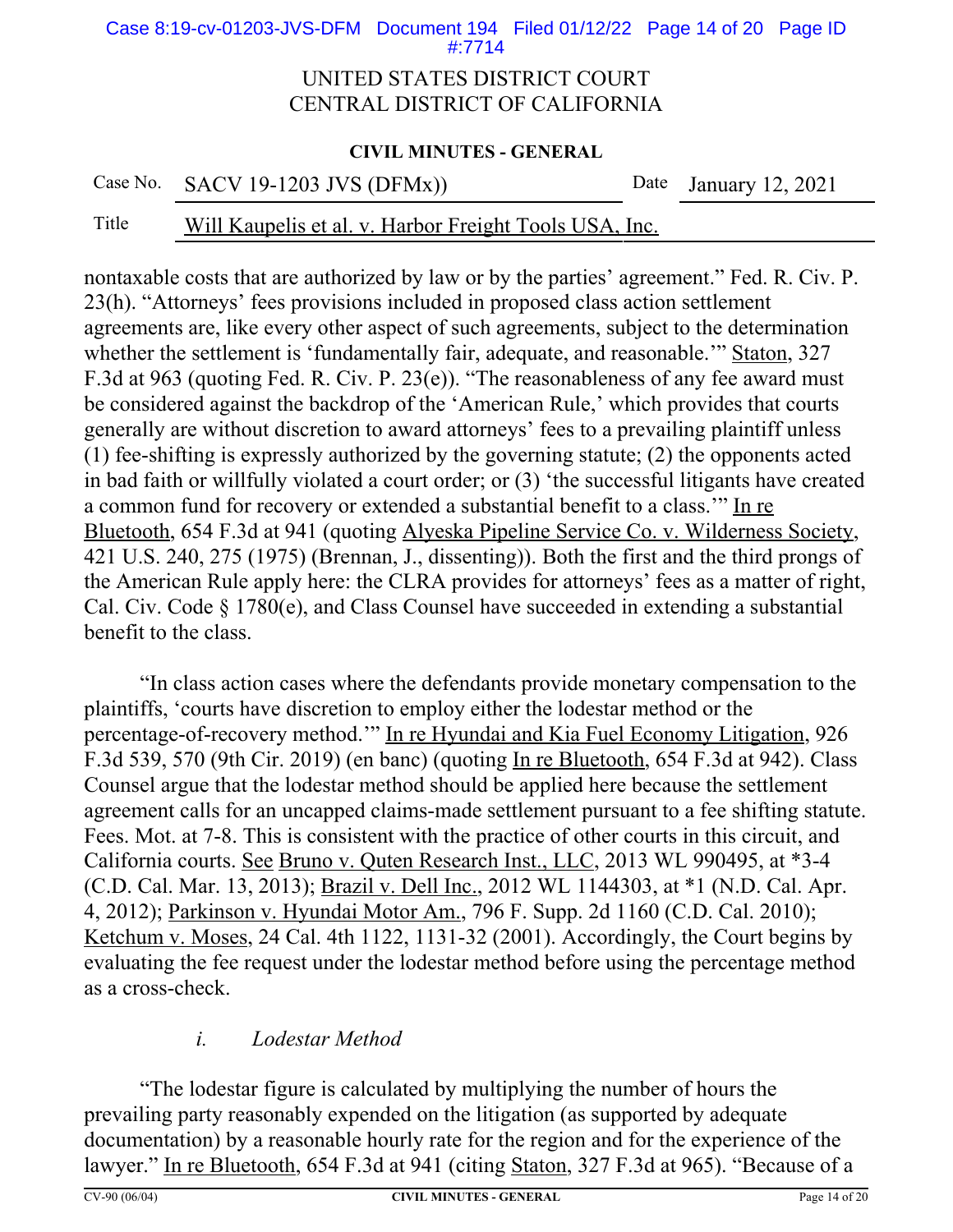nontaxable costs that are authorized by law or by the parties' agreement." Fed. R. Civ. P. 23(h). "Attorneys' fees provisions included in proposed class action settlement agreements are, like every other aspect of such agreements, subject to the determination whether the settlement is 'fundamentally fair, adequate, and reasonable.'" Staton, 327 F.3d at 963 (quoting Fed. R. Civ. P. 23(e)). "The reasonableness of any fee award must be considered against the backdrop of the 'American Rule,' which provides that courts generally are without discretion to award attorneys' fees to a prevailing plaintiff unless (1) fee-shifting is expressly authorized by the governing statute; (2) the opponents acted in bad faith or willfully violated a court order; or (3) 'the successful litigants have created a common fund for recovery or extended a substantial benefit to a class.'" In re Bluetooth, 654 F.3d at 941 (quoting Alyeska Pipeline Service Co. v. Wilderness Society, 421 U.S. 240, 275 (1975) (Brennan, J., dissenting)). Both the first and the third prongs of the American Rule apply here: the CLRA provides for attorneys' fees as a matter of right, Cal. Civ. Code § 1780(e), and Class Counsel have succeeded in extending a substantial benefit to the class.

"In class action cases where the defendants provide monetary compensation to the plaintiffs, 'courts have discretion to employ either the lodestar method or the percentage-of-recovery method.'" In re Hyundai and Kia Fuel Economy Litigation, 926 F.3d 539, 570 (9th Cir. 2019) (en banc) (quoting In re Bluetooth, 654 F.3d at 942). Class Counsel argue that the lodestar method should be applied here because the settlement agreement calls for an uncapped claims-made settlement pursuant to a fee shifting statute. Fees. Mot. at 7-8. This is consistent with the practice of other courts in this circuit, and California courts. See Bruno v. Quten Research Inst., LLC, 2013 WL 990495, at *3-4 (C.D. Cal. Mar. 13, 2013); Brazil v. Dell Inc., 2012 WL 1144303, at *1 (N.D. Cal. Apr. 4, 2012); Parkinson v. Hyundai Motor Am., 796 F. Supp. 2d 1160 (C.D. Cal. 2010); Ketchum v. Moses, 24 Cal. 4th 1122, 1131-32 (2001). Accordingly, the Court begins by evaluating the fee request under the lodestar method before using the percentage method as a cross-check.

*i. Lodestar Method*

"The lodestar figure is calculated by multiplying the number of hours the prevailing party reasonably expended on the litigation (as supported by adequate documentation) by a reasonable hourly rate for the region and for the experience of the lawyer." In re Bluetooth, 654 F.3d at 941 (citing Staton, 327 F.3d at 965). "Because of a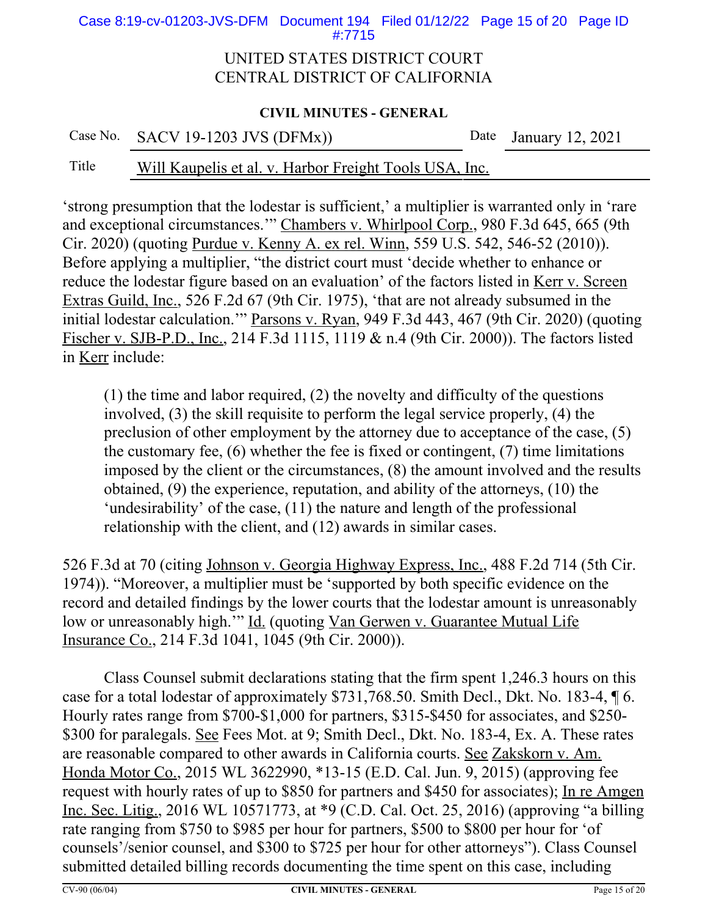UNITED STATES DISTRICT COURT
CENTRAL DISTRICT OF CALIFORNIA

**CIVIL MINUTES - GENERAL**

| Case No. | SACV 19-1203 JVS (DFMx)) | Date | January 12, 2021 |
|---|---|---|---|
| Title | Will Kaupelis et al. v. Harbor Freight Tools USA, Inc. | | |

'strong presumption that the lodestar is sufficient,' a multiplier is warranted only in 'rare and exceptional circumstances.'" Chambers v. Whirlpool Corp., 980 F.3d 645, 665 (9th Cir. 2020) (quoting Purdue v. Kenny A. ex rel. Winn, 559 U.S. 542, 546-52 (2010)). Before applying a multiplier, "the district court must 'decide whether to enhance or reduce the lodestar figure based on an evaluation' of the factors listed in Kerr v. Screen Extras Guild, Inc., 526 F.2d 67 (9th Cir. 1975), 'that are not already subsumed in the initial lodestar calculation.'" Parsons v. Ryan, 949 F.3d 443, 467 (9th Cir. 2020) (quoting Fischer v. SJB-P.D., Inc., 214 F.3d 1115, 1119 & n.4 (9th Cir. 2000)). The factors listed in Kerr include:

> (1) the time and labor required, (2) the novelty and difficulty of the questions involved, (3) the skill requisite to perform the legal service properly, (4) the preclusion of other employment by the attorney due to acceptance of the case, (5) the customary fee, (6) whether the fee is fixed or contingent, (7) time limitations imposed by the client or the circumstances, (8) the amount involved and the results obtained, (9) the experience, reputation, and ability of the attorneys, (10) the 'undesirability' of the case, (11) the nature and length of the professional relationship with the client, and (12) awards in similar cases.

526 F.3d at 70 (citing Johnson v. Georgia Highway Express, Inc., 488 F.2d 714 (5th Cir. 1974)). "Moreover, a multiplier must be 'supported by both specific evidence on the record and detailed findings by the lower courts that the lodestar amount is unreasonably low or unreasonably high.'" Id. (quoting Van Gerwen v. Guarantee Mutual Life Insurance Co., 214 F.3d 1041, 1045 (9th Cir. 2000)).

Class Counsel submit declarations stating that the firm spent 1,246.3 hours on this case for a total lodestar of approximately $731,768.50. Smith Decl., Dkt. No. 183-4, ¶ 6. Hourly rates range from $700-$1,000 for partners, $315-$450 for associates, and $250-$300 for paralegals. See Fees Mot. at 9; Smith Decl., Dkt. No. 183-4, Ex. A. These rates are reasonable compared to other awards in California courts. See Zakskorn v. Am. Honda Motor Co., 2015 WL 3622990, *13-15 (E.D. Cal. Jun. 9, 2015) (approving fee request with hourly rates of up to $850 for partners and $450 for associates); In re Amgen Inc. Sec. Litig., 2016 WL 10571773, at *9 (C.D. Cal. Oct. 25, 2016) (approving "a billing rate ranging from $750 to $985 per hour for partners, $500 to $800 per hour for 'of counsels'/senior counsel, and $300 to $725 per hour for other attorneys"). Class Counsel submitted detailed billing records documenting the time spent on this case, including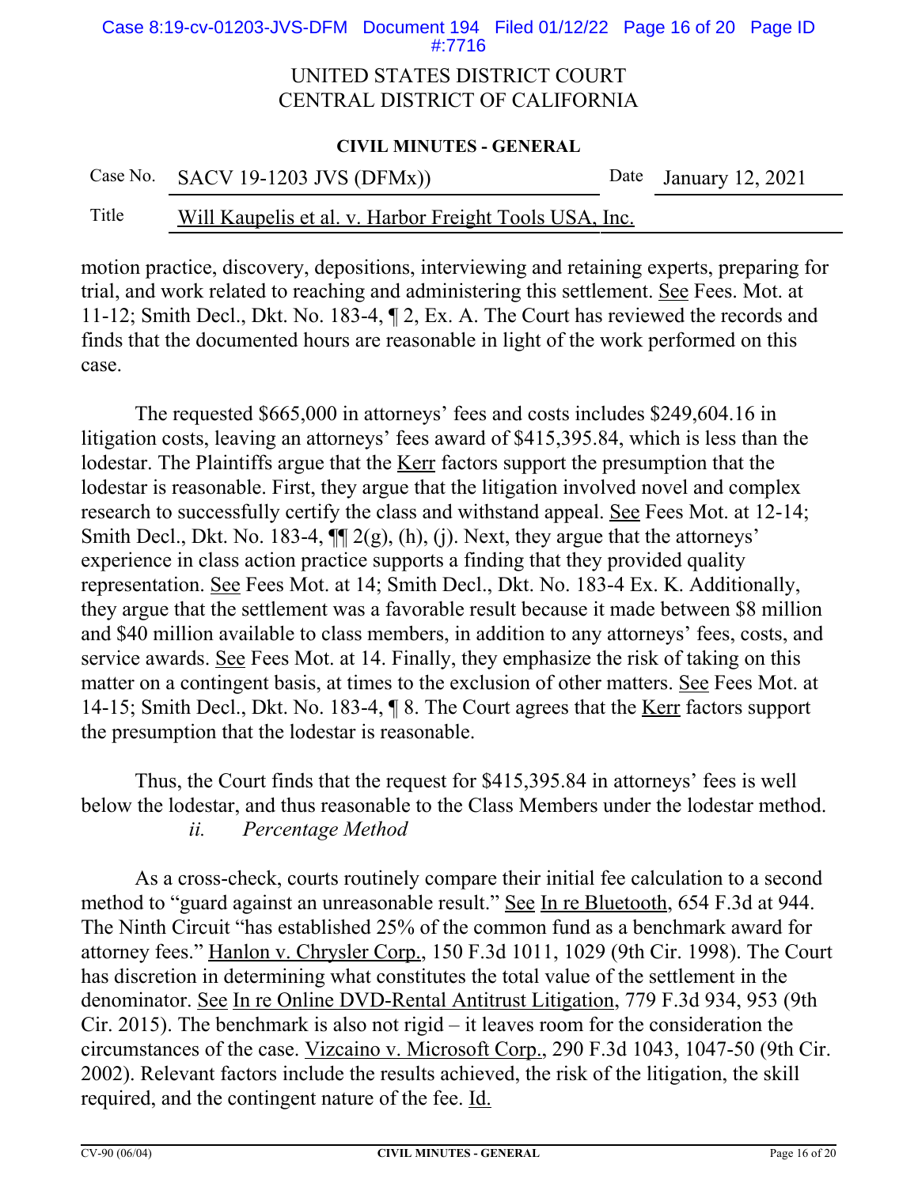motion practice, discovery, depositions, interviewing and retaining experts, preparing for trial, and work related to reaching and administering this settlement. See Fees. Mot. at 11-12; Smith Decl., Dkt. No. 183-4, ¶ 2, Ex. A. The Court has reviewed the records and finds that the documented hours are reasonable in light of the work performed on this case.

The requested $665,000 in attorneys' fees and costs includes $249,604.16 in litigation costs, leaving an attorneys' fees award of $415,395.84, which is less than the lodestar. The Plaintiffs argue that the Kerr factors support the presumption that the lodestar is reasonable. First, they argue that the litigation involved novel and complex research to successfully certify the class and withstand appeal. See Fees Mot. at 12-14; Smith Decl., Dkt. No. 183-4, ¶¶ 2(g), (h), (j). Next, they argue that the attorneys' experience in class action practice supports a finding that they provided quality representation. See Fees Mot. at 14; Smith Decl., Dkt. No. 183-4 Ex. K. Additionally, they argue that the settlement was a favorable result because it made between $8 million and $40 million available to class members, in addition to any attorneys' fees, costs, and service awards. See Fees Mot. at 14. Finally, they emphasize the risk of taking on this matter on a contingent basis, at times to the exclusion of other matters. See Fees Mot. at 14-15; Smith Decl., Dkt. No. 183-4, ¶ 8. The Court agrees that the Kerr factors support the presumption that the lodestar is reasonable.

Thus, the Court finds that the request for $415,395.84 in attorneys' fees is well below the lodestar, and thus reasonable to the Class Members under the lodestar method.

*ii. Percentage Method*

As a cross-check, courts routinely compare their initial fee calculation to a second method to "guard against an unreasonable result." See In re Bluetooth, 654 F.3d at 944. The Ninth Circuit "has established 25% of the common fund as a benchmark award for attorney fees." Hanlon v. Chrysler Corp., 150 F.3d 1011, 1029 (9th Cir. 1998). The Court has discretion in determining what constitutes the total value of the settlement in the denominator. See In re Online DVD-Rental Antitrust Litigation, 779 F.3d 934, 953 (9th Cir. 2015). The benchmark is also not rigid – it leaves room for the consideration the circumstances of the case. Vizcaino v. Microsoft Corp., 290 F.3d 1043, 1047-50 (9th Cir. 2002). Relevant factors include the results achieved, the risk of the litigation, the skill required, and the contingent nature of the fee. Id.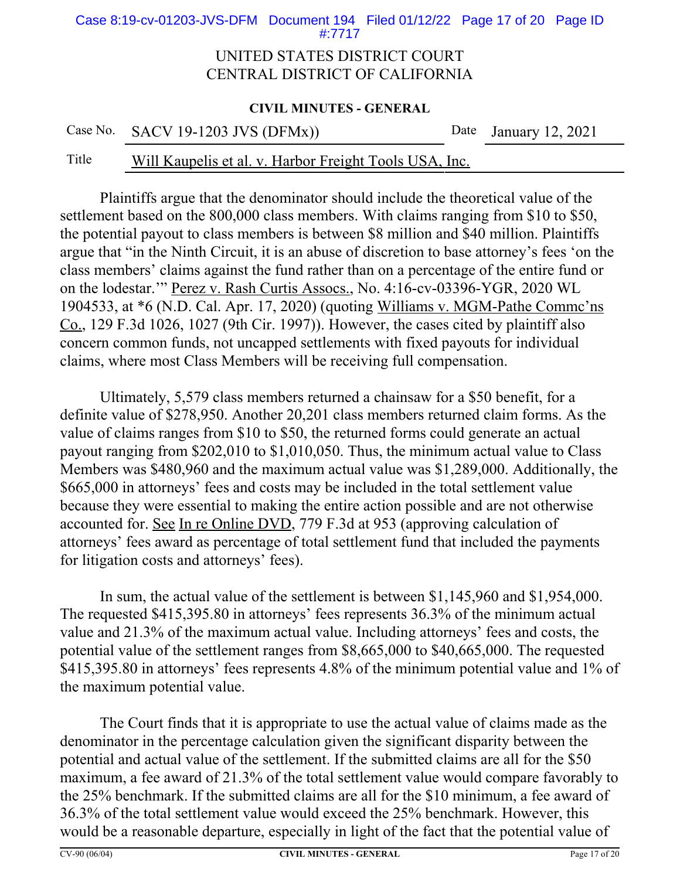UNITED STATES DISTRICT COURT
CENTRAL DISTRICT OF CALIFORNIA

**CIVIL MINUTES - GENERAL**

| Case No. | SACV 19-1203 JVS (DFMx)) | Date | January 12, 2021 |
|---|---|---|---|
| Title | Will Kaupelis et al. v. Harbor Freight Tools USA, Inc. | | |

Plaintiffs argue that the denominator should include the theoretical value of the settlement based on the 800,000 class members. With claims ranging from $10 to $50, the potential payout to class members is between $8 million and $40 million. Plaintiffs argue that "in the Ninth Circuit, it is an abuse of discretion to base attorney's fees 'on the class members' claims against the fund rather than on a percentage of the entire fund or on the lodestar.'" Perez v. Rash Curtis Assocs., No. 4:16-cv-03396-YGR, 2020 WL 1904533, at *6 (N.D. Cal. Apr. 17, 2020) (quoting Williams v. MGM-Pathe Commc'ns Co., 129 F.3d 1026, 1027 (9th Cir. 1997)). However, the cases cited by plaintiff also concern common funds, not uncapped settlements with fixed payouts for individual claims, where most Class Members will be receiving full compensation.

Ultimately, 5,579 class members returned a chainsaw for a $50 benefit, for a definite value of $278,950. Another 20,201 class members returned claim forms. As the value of claims ranges from $10 to $50, the returned forms could generate an actual payout ranging from $202,010 to $1,010,050. Thus, the minimum actual value to Class Members was $480,960 and the maximum actual value was $1,289,000. Additionally, the $665,000 in attorneys' fees and costs may be included in the total settlement value because they were essential to making the entire action possible and are not otherwise accounted for. See In re Online DVD, 779 F.3d at 953 (approving calculation of attorneys' fees award as percentage of total settlement fund that included the payments for litigation costs and attorneys' fees).

In sum, the actual value of the settlement is between $1,145,960 and $1,954,000. The requested $415,395.80 in attorneys' fees represents 36.3% of the minimum actual value and 21.3% of the maximum actual value. Including attorneys' fees and costs, the potential value of the settlement ranges from $8,665,000 to $40,665,000. The requested $415,395.80 in attorneys' fees represents 4.8% of the minimum potential value and 1% of the maximum potential value.

The Court finds that it is appropriate to use the actual value of claims made as the denominator in the percentage calculation given the significant disparity between the potential and actual value of the settlement. If the submitted claims are all for the $50 maximum, a fee award of 21.3% of the total settlement value would compare favorably to the 25% benchmark. If the submitted claims are all for the $10 minimum, a fee award of 36.3% of the total settlement value would exceed the 25% benchmark. However, this would be a reasonable departure, especially in light of the fact that the potential value of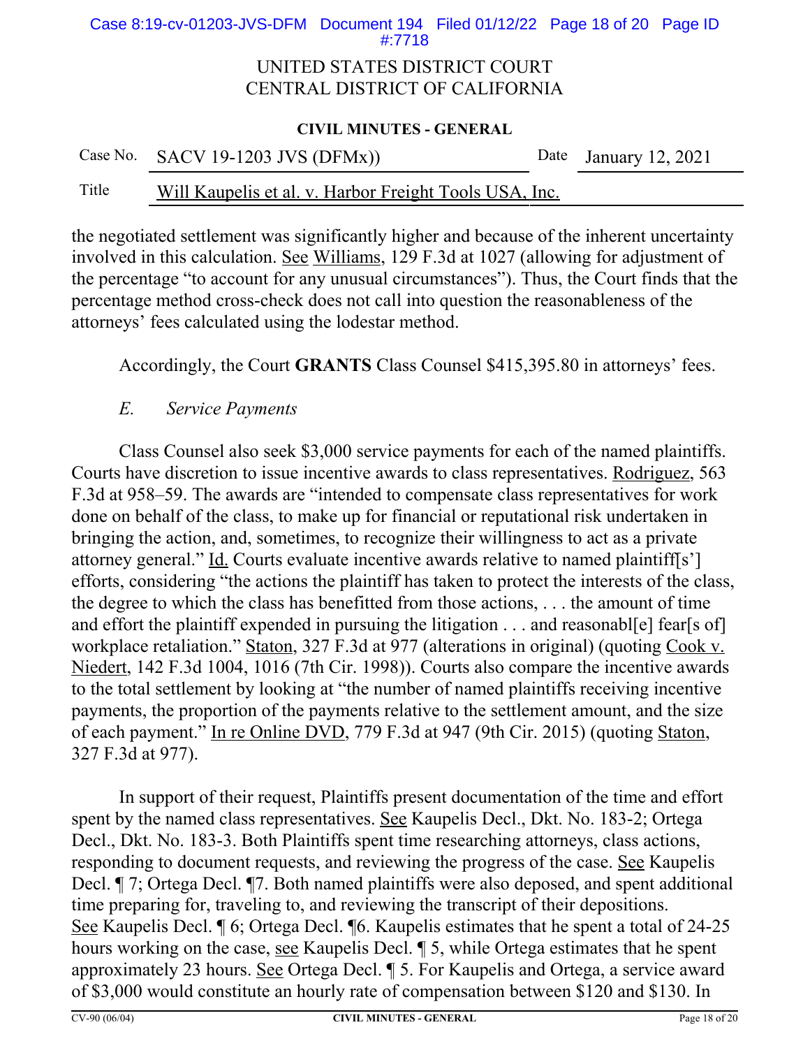the negotiated settlement was significantly higher and because of the inherent uncertainty involved in this calculation. See Williams, 129 F.3d at 1027 (allowing for adjustment of the percentage "to account for any unusual circumstances"). Thus, the Court finds that the percentage method cross-check does not call into question the reasonableness of the attorneys' fees calculated using the lodestar method.

Accordingly, the Court **GRANTS** Class Counsel $415,395.80 in attorneys' fees.

*E. Service Payments*

Class Counsel also seek $3,000 service payments for each of the named plaintiffs. Courts have discretion to issue incentive awards to class representatives. Rodriguez, 563 F.3d at 958–59. The awards are "intended to compensate class representatives for work done on behalf of the class, to make up for financial or reputational risk undertaken in bringing the action, and, sometimes, to recognize their willingness to act as a private attorney general." Id. Courts evaluate incentive awards relative to named plaintiff[s'] efforts, considering "the actions the plaintiff has taken to protect the interests of the class, the degree to which the class has benefitted from those actions, . . . the amount of time and effort the plaintiff expended in pursuing the litigation . . . and reasonabl[e] fear[s of] workplace retaliation." Staton, 327 F.3d at 977 (alterations in original) (quoting Cook v. Niedert, 142 F.3d 1004, 1016 (7th Cir. 1998)). Courts also compare the incentive awards to the total settlement by looking at "the number of named plaintiffs receiving incentive payments, the proportion of the payments relative to the settlement amount, and the size of each payment." In re Online DVD, 779 F.3d at 947 (9th Cir. 2015) (quoting Staton, 327 F.3d at 977).

In support of their request, Plaintiffs present documentation of the time and effort spent by the named class representatives. See Kaupelis Decl., Dkt. No. 183-2; Ortega Decl., Dkt. No. 183-3. Both Plaintiffs spent time researching attorneys, class actions, responding to document requests, and reviewing the progress of the case. See Kaupelis Decl. ¶ 7; Ortega Decl. ¶7. Both named plaintiffs were also deposed, and spent additional time preparing for, traveling to, and reviewing the transcript of their depositions. See Kaupelis Decl. ¶ 6; Ortega Decl. ¶6. Kaupelis estimates that he spent a total of 24-25 hours working on the case, see Kaupelis Decl. ¶ 5, while Ortega estimates that he spent approximately 23 hours. See Ortega Decl. ¶ 5. For Kaupelis and Ortega, a service award of $3,000 would constitute an hourly rate of compensation between $120 and $130. In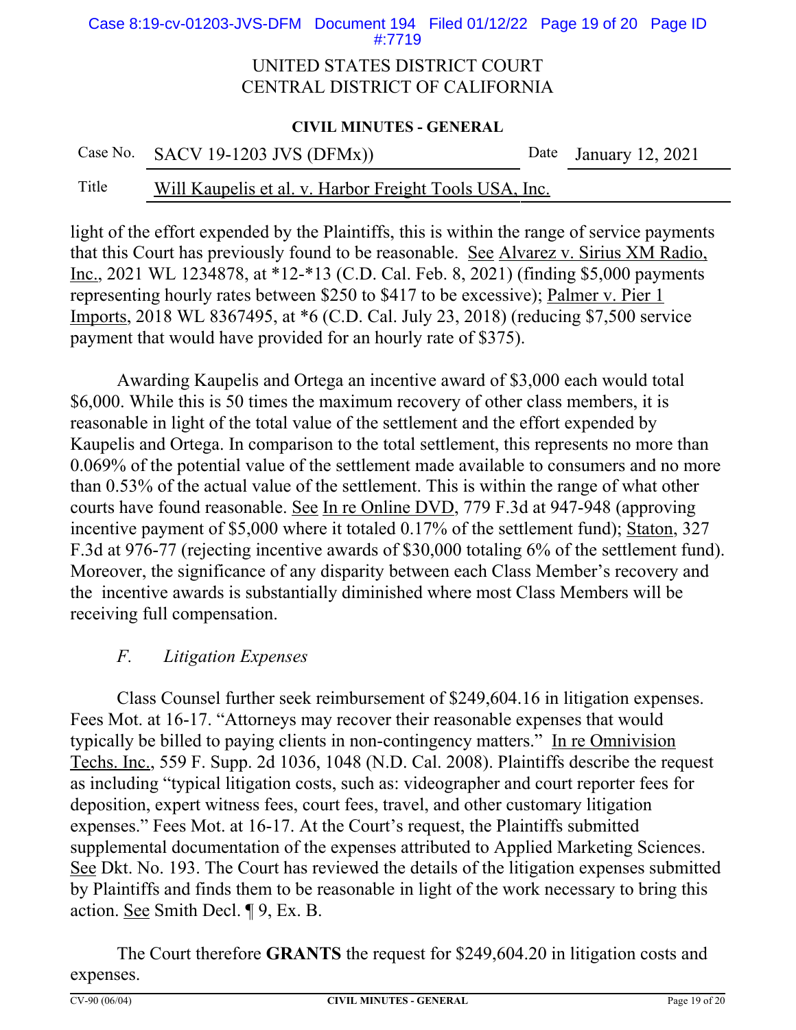light of the effort expended by the Plaintiffs, this is within the range of service payments that this Court has previously found to be reasonable. See Alvarez v. Sirius XM Radio, Inc., 2021 WL 1234878, at *12-*13 (C.D. Cal. Feb. 8, 2021) (finding $5,000 payments representing hourly rates between $250 to $417 to be excessive); Palmer v. Pier 1 Imports, 2018 WL 8367495, at *6 (C.D. Cal. July 23, 2018) (reducing $7,500 service payment that would have provided for an hourly rate of $375).

Awarding Kaupelis and Ortega an incentive award of $3,000 each would total $6,000. While this is 50 times the maximum recovery of other class members, it is reasonable in light of the total value of the settlement and the effort expended by Kaupelis and Ortega. In comparison to the total settlement, this represents no more than 0.069% of the potential value of the settlement made available to consumers and no more than 0.53% of the actual value of the settlement. This is within the range of what other courts have found reasonable. See In re Online DVD, 779 F.3d at 947-948 (approving incentive payment of $5,000 where it totaled 0.17% of the settlement fund); Staton, 327 F.3d at 976-77 (rejecting incentive awards of $30,000 totaling 6% of the settlement fund). Moreover, the significance of any disparity between each Class Member's recovery and the incentive awards is substantially diminished where most Class Members will be receiving full compensation.

### *F. Litigation Expenses*

Class Counsel further seek reimbursement of $249,604.16 in litigation expenses. Fees Mot. at 16-17. "Attorneys may recover their reasonable expenses that would typically be billed to paying clients in non-contingency matters." In re Omnivision Techs. Inc., 559 F. Supp. 2d 1036, 1048 (N.D. Cal. 2008). Plaintiffs describe the request as including "typical litigation costs, such as: videographer and court reporter fees for deposition, expert witness fees, court fees, travel, and other customary litigation expenses." Fees Mot. at 16-17. At the Court's request, the Plaintiffs submitted supplemental documentation of the expenses attributed to Applied Marketing Sciences. See Dkt. No. 193. The Court has reviewed the details of the litigation expenses submitted by Plaintiffs and finds them to be reasonable in light of the work necessary to bring this action. See Smith Decl. ¶ 9, Ex. B.

The Court therefore **GRANTS** the request for $249,604.20 in litigation costs and expenses.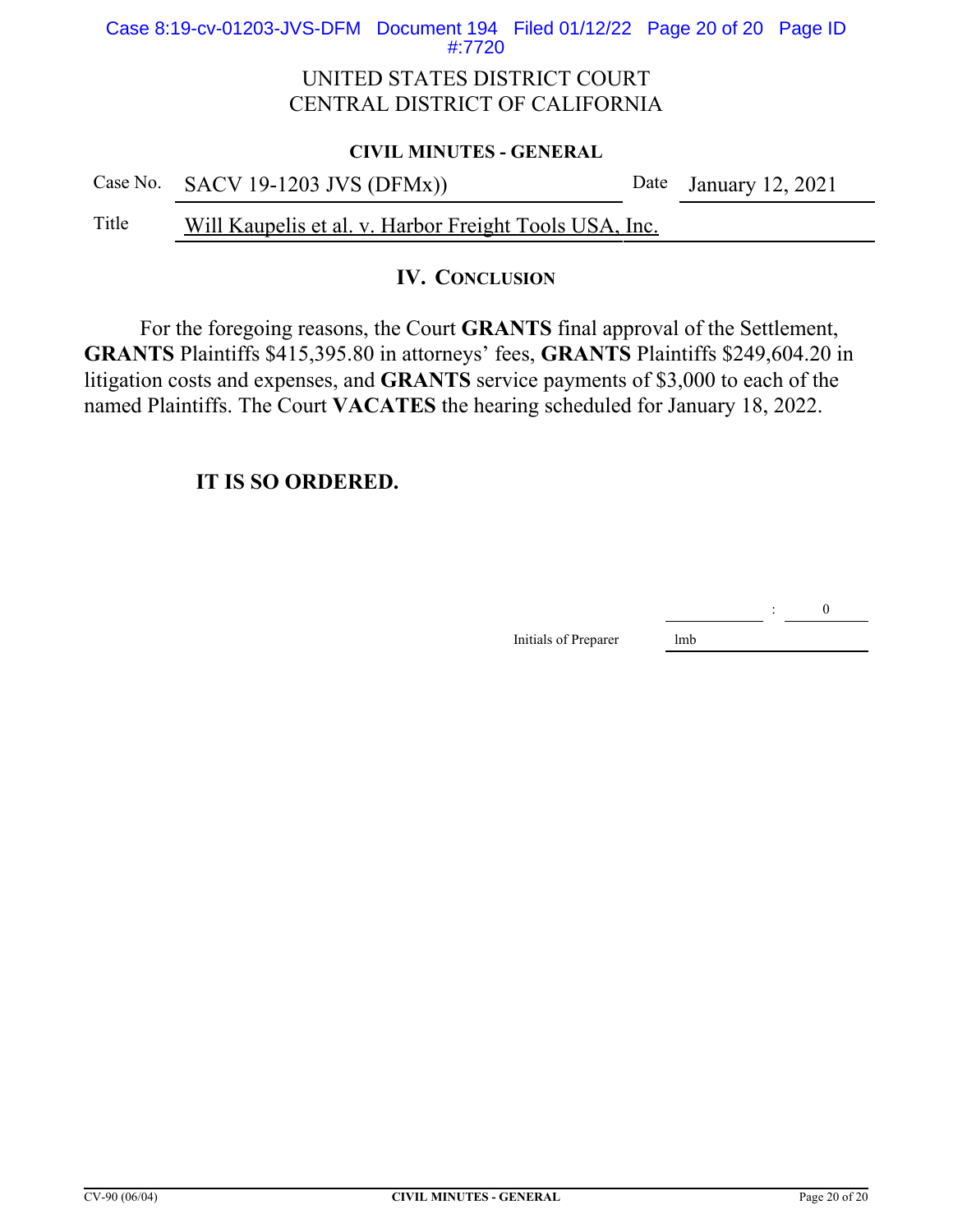UNITED STATES DISTRICT COURT
CENTRAL DISTRICT OF CALIFORNIA

**CIVIL MINUTES - GENERAL**

| | | | |
|---|---|---|---|
| Case No. | SACV 19-1203 JVS (DFMx)) | Date | January 12, 2021 |
| Title | Will Kaupelis et al. v. Harbor Freight Tools USA, Inc. | | |

## IV. Conclusion

For the foregoing reasons, the Court **GRANTS** final approval of the Settlement, **GRANTS** Plaintiffs $415,395.80 in attorneys' fees, **GRANTS** Plaintiffs $249,604.20 in litigation costs and expenses, and **GRANTS** service payments of $3,000 to each of the named Plaintiffs. The Court **VACATES** the hearing scheduled for January 18, 2022.

**IT IS SO ORDERED.**

: 0

Initials of Preparer lmb